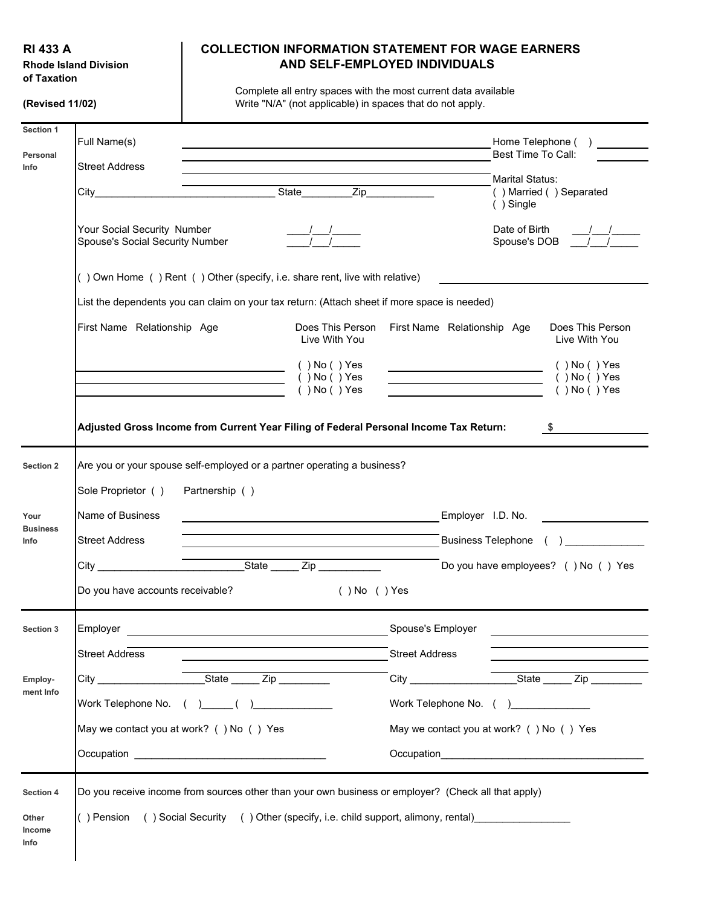**RI 433 A**
**Rhode Island Division of Taxation**

**(Revised 11/02)**

# COLLECTION INFORMATION STATEMENT FOR WAGE EARNERS AND SELF-EMPLOYED INDIVIDUALS

Complete all entry spaces with the most current data available
Write "N/A" (not applicable) in spaces that do not apply.

## Section 1 — Personal Info

Full Name(s) ______________________________ Home Telephone ( ) __________

Best Time To Call: __________

Street Address ______________________________

Marital Status:
( ) Married ( ) Separated
( ) Single

City________________________________ State________Zip____________

Your Social Security Number ____/___/_____ Date of Birth ___/___/_____

Spouse's Social Security Number ____/___/_____ Spouse's DOB ___/___/_____

( ) Own Home ( ) Rent ( ) Other (specify, i.e. share rent, live with relative) ______________________

List the dependents you can claim on your tax return: (Attach sheet if more space is needed)

| First Name Relationship Age | Does This Person Live With You | First Name Relationship Age | Does This Person Live With You |
|---|---|---|---|
| | ( ) No ( ) Yes | | ( ) No ( ) Yes |
| | ( ) No ( ) Yes | | ( ) No ( ) Yes |
| | ( ) No ( ) Yes | | ( ) No ( ) Yes |

**Adjusted Gross Income from Current Year Filing of Federal Personal Income Tax Return: $ ____________**

## Section 2 — Your Business Info

Are you or your spouse self-employed or a partner operating a business?

Sole Proprietor ( ) Partnership ( )

Name of Business ______________________________ Employer I.D. No. __________

Street Address ______________________________ Business Telephone ( ) ______________

City __________________________State _____ Zip ___________ Do you have employees? ( ) No ( ) Yes

Do you have accounts receivable? ( ) No ( ) Yes

## Section 3 — Employment Info

Employer ______________________________

Street Address ______________________________

City ___________________State _____ Zip _________

Work Telephone No. ( )_____( )______________

May we contact you at work? ( ) No ( ) Yes

Occupation __________________________________

Spouse's Employer ______________________________

Street Address ______________________________

City ___________________State _____ Zip _________

Work Telephone No. ( )______________

May we contact you at work? ( ) No ( ) Yes

Occupation____________________________________

## Section 4 — Other Income Info

Do you receive income from sources other than your own business or employer? (Check all that apply)

( ) Pension ( ) Social Security ( ) Other (specify, i.e. child support, alimony, rental)_________________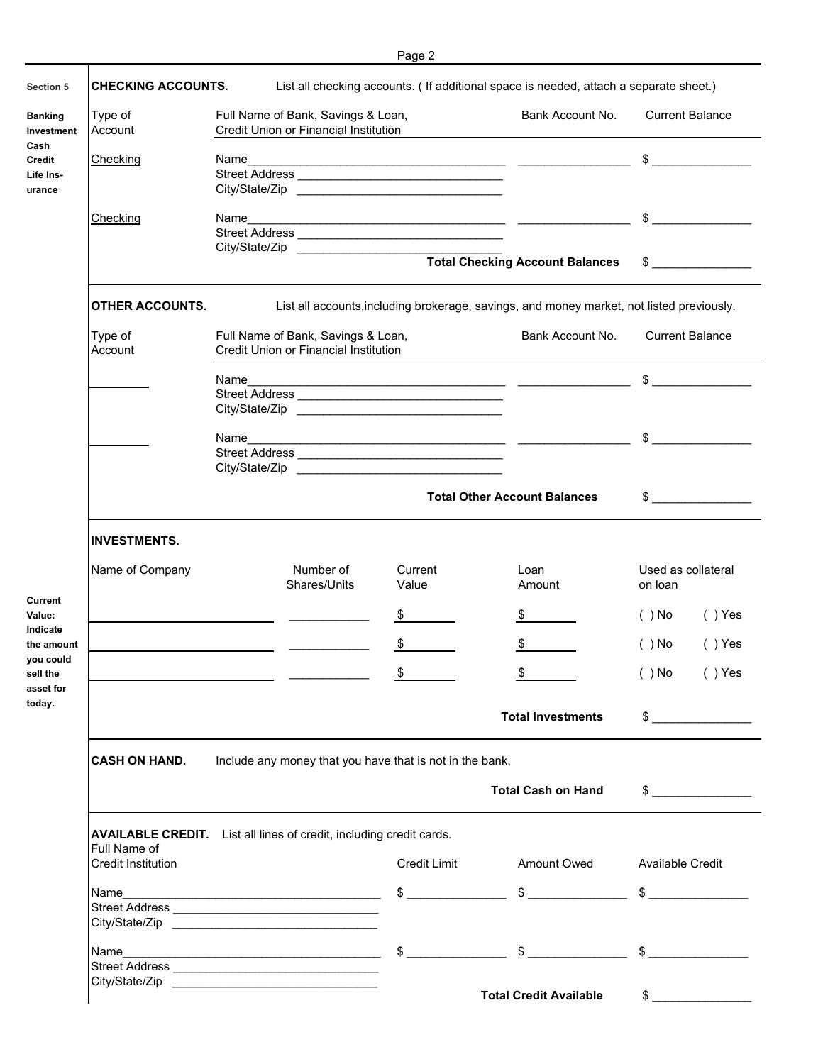**Section 5**

**Banking Investment Cash Credit Life Insurance**

## CHECKING ACCOUNTS.

List all checking accounts. ( If additional space is needed, attach a separate sheet.)

| Type of Account | Full Name of Bank, Savings & Loan, Credit Union or Financial Institution | Bank Account No. | Current Balance |
|---|---|---|---|
| Checking | Name\_\_\_\_\_\_\_\_\_\_<br>Street Address \_\_\_\_\_\_\_\_\_\_<br>City/State/Zip \_\_\_\_\_\_\_\_\_\_ | \_\_\_\_\_\_\_\_\_\_ | $ \_\_\_\_\_\_\_\_\_\_ |
| Checking | Name\_\_\_\_\_\_\_\_\_\_<br>Street Address \_\_\_\_\_\_\_\_\_\_<br>City/State/Zip \_\_\_\_\_\_\_\_\_\_ | \_\_\_\_\_\_\_\_\_\_ | $ \_\_\_\_\_\_\_\_\_\_ |
| | | **Total Checking Account Balances** | $ \_\_\_\_\_\_\_\_\_\_ |

## OTHER ACCOUNTS.

List all accounts,including brokerage, savings, and money market, not listed previously.

| Type of Account | Full Name of Bank, Savings & Loan, Credit Union or Financial Institution | Bank Account No. | Current Balance |
|---|---|---|---|
| \_\_\_\_\_\_\_\_\_\_ | Name\_\_\_\_\_\_\_\_\_\_<br>Street Address \_\_\_\_\_\_\_\_\_\_<br>City/State/Zip \_\_\_\_\_\_\_\_\_\_ | \_\_\_\_\_\_\_\_\_\_ | $ \_\_\_\_\_\_\_\_\_\_ |
| \_\_\_\_\_\_\_\_\_\_ | Name\_\_\_\_\_\_\_\_\_\_<br>Street Address \_\_\_\_\_\_\_\_\_\_<br>City/State/Zip \_\_\_\_\_\_\_\_\_\_ | \_\_\_\_\_\_\_\_\_\_ | $ \_\_\_\_\_\_\_\_\_\_ |
| | | **Total Other Account Balances** | $ \_\_\_\_\_\_\_\_\_\_ |

## INVESTMENTS.

**Current Value: Indicate the amount you could sell the asset for today.**

| Name of Company | Number of Shares/Units | Current Value | Loan Amount | Used as collateral on loan |
|---|---|---|---|---|
| \_\_\_\_\_\_\_\_\_\_ | \_\_\_\_\_\_\_\_\_\_ | $ | $ | ( ) No ( ) Yes |
| \_\_\_\_\_\_\_\_\_\_ | \_\_\_\_\_\_\_\_\_\_ | $ | $ | ( ) No ( ) Yes |
| \_\_\_\_\_\_\_\_\_\_ | \_\_\_\_\_\_\_\_\_\_ | $ | $ | ( ) No ( ) Yes |
| | | | **Total Investments** | $ \_\_\_\_\_\_\_\_\_\_ |

## CASH ON HAND.

Include any money that you have that is not in the bank.

**Total Cash on Hand** $ \_\_\_\_\_\_\_\_\_\_

## AVAILABLE CREDIT.

List all lines of credit, including credit cards.

| Full Name of Credit Institution | Credit Limit | Amount Owed | Available Credit |
|---|---|---|---|
| Name\_\_\_\_\_\_\_\_\_\_<br>Street Address \_\_\_\_\_\_\_\_\_\_<br>City/State/Zip \_\_\_\_\_\_\_\_\_\_ | $ \_\_\_\_\_\_\_\_\_\_ | $ \_\_\_\_\_\_\_\_\_\_ | $ \_\_\_\_\_\_\_\_\_\_ |
| Name\_\_\_\_\_\_\_\_\_\_<br>Street Address \_\_\_\_\_\_\_\_\_\_<br>City/State/Zip \_\_\_\_\_\_\_\_\_\_ | $ \_\_\_\_\_\_\_\_\_\_ | $ \_\_\_\_\_\_\_\_\_\_ | $ \_\_\_\_\_\_\_\_\_\_ |
| | | **Total Credit Available** | $ \_\_\_\_\_\_\_\_\_\_ |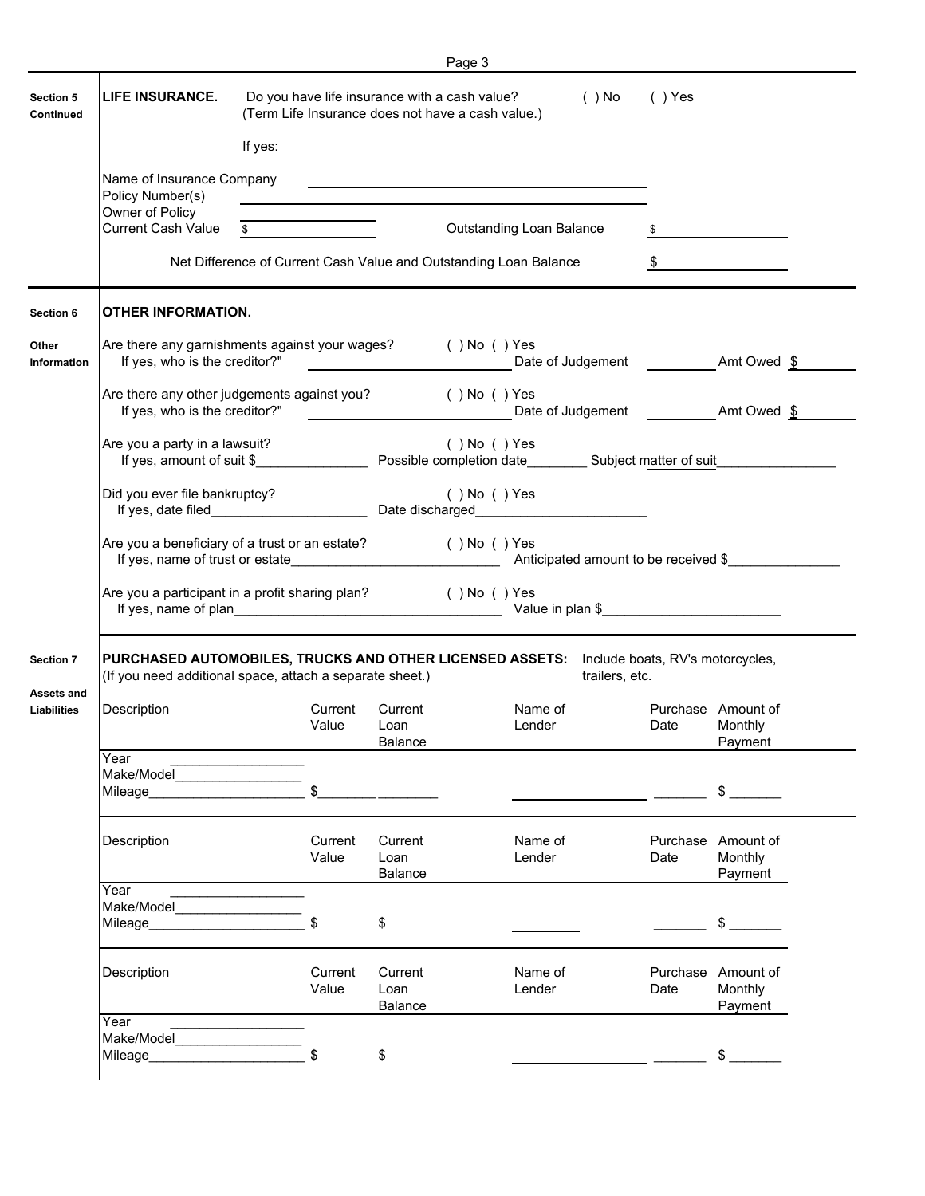**Section 5 Continued**

## LIFE INSURANCE.

Do you have life insurance with a cash value? ( ) No ( ) Yes
(Term Life Insurance does not have a cash value.)

If yes:

Name of Insurance Company ____________________________________________

Policy Number(s) ____________________________________________

Owner of Policy ____________________

Current Cash Value $ ____________________ Outstanding Loan Balance $ ____________________

Net Difference of Current Cash Value and Outstanding Loan Balance $ ____________________

---

**Section 6**

**Other Information**

## OTHER INFORMATION.

Are there any garnishments against your wages? ( ) No ( ) Yes
If yes, who is the creditor?" ______________________________ Date of Judgement __________ Amt Owed $ ________

Are there any other judgements against you? ( ) No ( ) Yes
If yes, who is the creditor?" ______________________________ Date of Judgement __________ Amt Owed $ ________

Are you a party in a lawsuit? ( ) No ( ) Yes
If yes, amount of suit $_______________ Possible completion date________ Subject matter of suit________________

Did you ever file bankruptcy? ( ) No ( ) Yes
If yes, date filed_____________________ Date discharged_______________________

Are you a beneficiary of a trust or an estate? ( ) No ( ) Yes
If yes, name of trust or estate____________________________ Anticipated amount to be received $_______________

Are you a participant in a profit sharing plan? ( ) No ( ) Yes
If yes, name of plan____________________________________ Value in plan $________________________

---

**Section 7**

**Assets and Liabilities**

## PURCHASED AUTOMOBILES, TRUCKS AND OTHER LICENSED ASSETS:

Include boats, RV's motorcycles, trailers, etc.
(If you need additional space, attach a separate sheet.)

| Description | Current Value | Current Loan Balance | Name of Lender | Purchase Date | Amount of Monthly Payment |
|---|---|---|---|---|---|
| Year __________________<br>Make/Model_________________<br>Mileage_____________________ | $________ | ________ | __________________ | _______ | $ _______ |

| Description | Current Value | Current Loan Balance | Name of Lender | Purchase Date | Amount of Monthly Payment |
|---|---|---|---|---|---|
| Year __________________<br>Make/Model_________________<br>Mileage_____________________ | $ | $ | __________ | _______ | $ _______ |

| Description | Current Value | Current Loan Balance | Name of Lender | Purchase Date | Amount of Monthly Payment |
|---|---|---|---|---|---|
| Year __________________<br>Make/Model_________________<br>Mileage_____________________ | $ | $ | __________________ | _______ | $ _______ |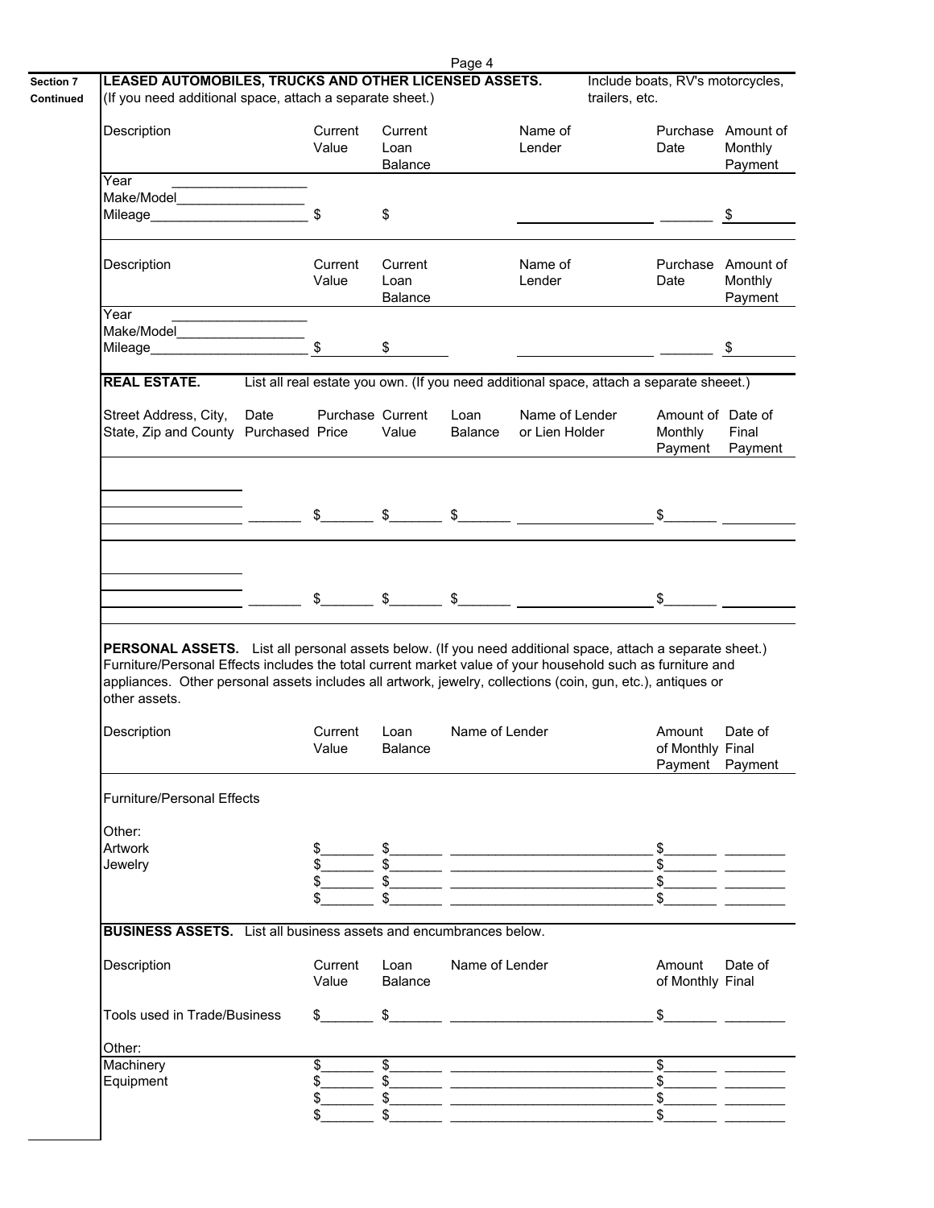**Section 7 Continued**

## LEASED AUTOMOBILES, TRUCKS AND OTHER LICENSED ASSETS.

(If you need additional space, attach a separate sheet.) Include boats, RV's motorcycles, trailers, etc.

| Description | Current Value | Current Loan Balance | Name of Lender | Purchase Date | Amount of Monthly Payment |
|---|---|---|---|---|---|
| Year ________ Make/Model________ Mileage________ | $ | $ | | | $ |

| Description | Current Value | Current Loan Balance | Name of Lender | Purchase Date | Amount of Monthly Payment |
|---|---|---|---|---|---|
| Year ________ Make/Model________ Mileage________ | $ | $ | | | $ |

## REAL ESTATE.

List all real estate you own. (If you need additional space, attach a separate sheeet.)

| Street Address, City, State, Zip and County | Date Purchased | Purchase Price | Current Value | Loan Balance | Name of Lender or Lien Holder | Amount of Monthly Payment | Date of Final Payment |
|---|---|---|---|---|---|---|---|
| | | $ | $ | $ | | $ | |
| | | $ | $ | $ | | $ | |

## PERSONAL ASSETS.

List all personal assets below. (If you need additional space, attach a separate sheet.) Furniture/Personal Effects includes the total current market value of your household such as furniture and appliances. Other personal assets includes all artwork, jewelry, collections (coin, gun, etc.), antiques or other assets.

| Description | Current Value | Loan Balance | Name of Lender | Amount of Monthly Payment | Date of Final Payment |
|---|---|---|---|---|---|
| Furniture/Personal Effects | | | | | |
| Other: | | | | | |
| Artwork | $ | $ | | $ | |
| Jewelry | $ | $ | | $ | |
| | $ | $ | | $ | |
| | $ | $ | | $ | |

## BUSINESS ASSETS.

List all business assets and encumbrances below.

| Description | Current Value | Loan Balance | Name of Lender | Amount of Monthly | Date of Final |
|---|---|---|---|---|---|
| Tools used in Trade/Business | $ | $ | | $ | |
| Other: | | | | | |
| Machinery | $ | $ | | $ | |
| Equipment | $ | $ | | $ | |
| | $ | $ | | $ | |
| | $ | $ | | $ | |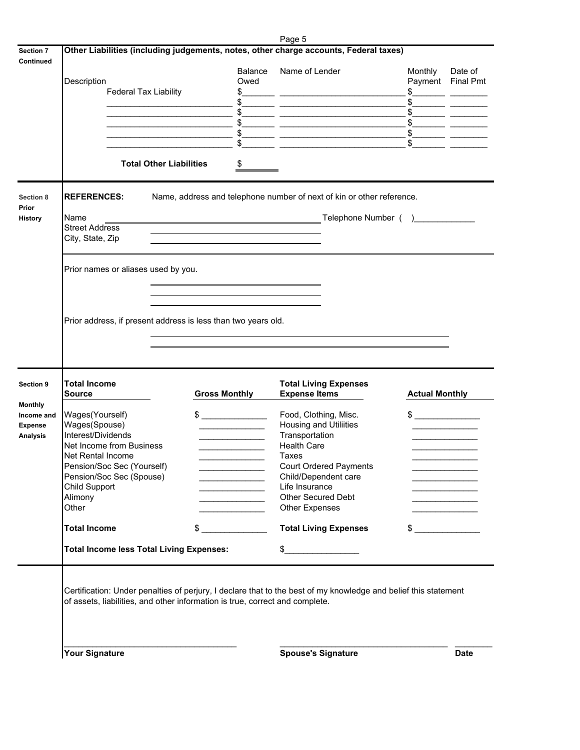**Section 7 Continued**

## Other Liabilities (including judgements, notes, other charge accounts, Federal taxes)

| Description | Balance Owed | Name of Lender | Monthly Payment | Date of Final Pmt |
|---|---|---|---|---|
| Federal Tax Liability | $_______ | ___________________________ | $_______ | ________ |
| ___________________________ | $_______ | ___________________________ | $_______ | ________ |
| ___________________________ | $_______ | ___________________________ | $_______ | ________ |
| ___________________________ | $_______ | ___________________________ | $_______ | ________ |
| ___________________________ | $_______ | ___________________________ | $_______ | ________ |
| ___________________________ | $_______ | ___________________________ | $_______ | ________ |
| **Total Other Liabilities** | $ | | | |

**Section 8 Prior History**

**REFERENCES:** Name, address and telephone number of next of kin or other reference.

Name ____________________________________ Telephone Number ( )_____________

Street Address ____________________________________

City, State, Zip ____________________________________

Prior names or aliases used by you.

____________________________________

____________________________________

____________________________________

Prior address, if present address is less than two years old.

____________________________________________________________

____________________________________________________________

**Section 9 Monthly Income and Expense Analysis**

| **Total Income Source** | **Gross Monthly** | **Total Living Expenses Expense Items** | **Actual Monthly** |
|---|---|---|---|
| Wages(Yourself) | $ ______________ | Food, Clothing, Misc. | $ ______________ |
| Wages(Spouse) | ______________ | Housing and Utiliities | ______________ |
| Interest/Dividends | ______________ | Transportation | ______________ |
| Net Income from Business | ______________ | Health Care | ______________ |
| Net Rental Income | ______________ | Taxes | ______________ |
| Pension/Soc Sec (Yourself) | ______________ | Court Ordered Payments | ______________ |
| Pension/Soc Sec (Spouse) | ______________ | Child/Dependent care | ______________ |
| Child Support | ______________ | Life Insurance | ______________ |
| Alimony | ______________ | Other Secured Debt | ______________ |
| Other | ______________ | Other Expenses | ______________ |
| **Total Income** | $ ______________ | **Total Living Expenses** | $ ______________ |

**Total Income less Total Living Expenses:** $________________

Certification: Under penalties of perjury, I declare that to the best of my knowledge and belief this statement of assets, liabilities, and other information is true, correct and complete.

____________________________________ ____________________________________ ________

**Your Signature** **Spouse's Signature** **Date**